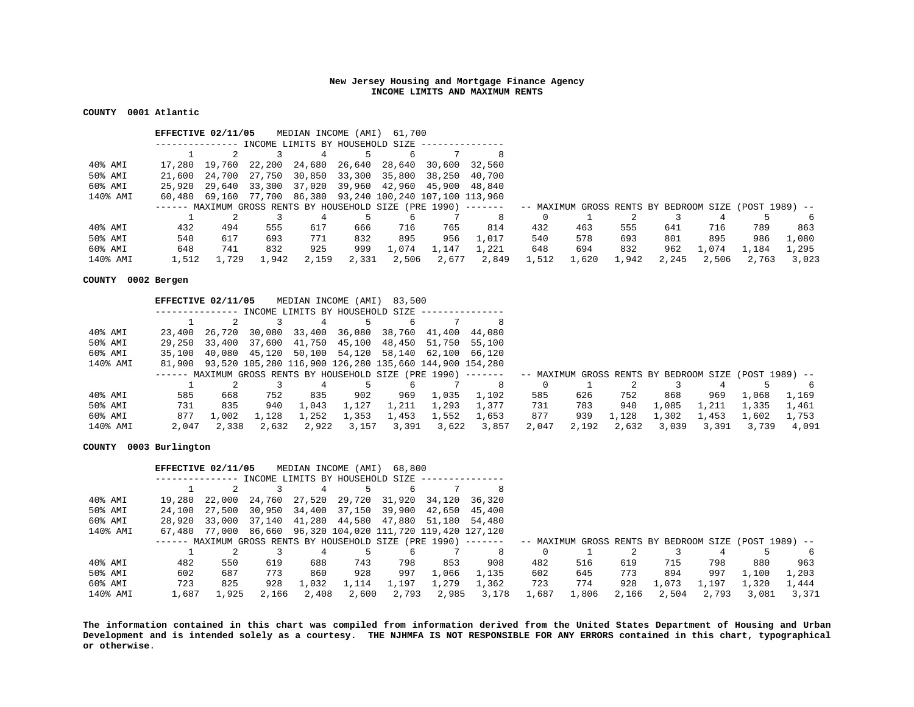# New Jersey Housing and Mortgage Finance Agency
## INCOME LIMITS AND MAXIMUM RENTS

**COUNTY 0001 Atlantic**

**EFFECTIVE 02/11/05** MEDIAN INCOME (AMI) 61,700

| INCOME LIMITS BY HOUSEHOLD SIZE | 1 | 2 | 3 | 4 | 5 | 6 | 7 | 8 |
|---|---|---|---|---|---|---|---|---|
| 40% AMI | 17,280 | 19,760 | 22,200 | 24,680 | 26,640 | 28,640 | 30,600 | 32,560 |
| 50% AMI | 21,600 | 24,700 | 27,750 | 30,850 | 33,300 | 35,800 | 38,250 | 40,700 |
| 60% AMI | 25,920 | 29,640 | 33,300 | 37,020 | 39,960 | 42,960 | 45,900 | 48,840 |
| 140% AMI | 60,480 | 69,160 | 77,700 | 86,380 | 93,240 | 100,240 | 107,100 | 113,960 |

| | MAXIMUM GROSS RENTS BY HOUSEHOLD SIZE (PRE 1990) | | | | | | | | MAXIMUM GROSS RENTS BY BEDROOM SIZE (POST 1989) | | | | | | |
|---|---|---|---|---|---|---|---|---|---|---|---|---|---|---|---|
| | 1 | 2 | 3 | 4 | 5 | 6 | 7 | 8 | 0 | 1 | 2 | 3 | 4 | 5 | 6 |
| 40% AMI | 432 | 494 | 555 | 617 | 666 | 716 | 765 | 814 | 432 | 463 | 555 | 641 | 716 | 789 | 863 |
| 50% AMI | 540 | 617 | 693 | 771 | 832 | 895 | 956 | 1,017 | 540 | 578 | 693 | 801 | 895 | 986 | 1,080 |
| 60% AMI | 648 | 741 | 832 | 925 | 999 | 1,074 | 1,147 | 1,221 | 648 | 694 | 832 | 962 | 1,074 | 1,184 | 1,295 |
| 140% AMI | 1,512 | 1,729 | 1,942 | 2,159 | 2,331 | 2,506 | 2,677 | 2,849 | 1,512 | 1,620 | 1,942 | 2,245 | 2,506 | 2,763 | 3,023 |

**COUNTY 0002 Bergen**

**EFFECTIVE 02/11/05** MEDIAN INCOME (AMI) 83,500

| INCOME LIMITS BY HOUSEHOLD SIZE | 1 | 2 | 3 | 4 | 5 | 6 | 7 | 8 |
|---|---|---|---|---|---|---|---|---|
| 40% AMI | 23,400 | 26,720 | 30,080 | 33,400 | 36,080 | 38,760 | 41,400 | 44,080 |
| 50% AMI | 29,250 | 33,400 | 37,600 | 41,750 | 45,100 | 48,450 | 51,750 | 55,100 |
| 60% AMI | 35,100 | 40,080 | 45,120 | 50,100 | 54,120 | 58,140 | 62,100 | 66,120 |
| 140% AMI | 81,900 | 93,520 | 105,280 | 116,900 | 126,280 | 135,660 | 144,900 | 154,280 |

| | MAXIMUM GROSS RENTS BY HOUSEHOLD SIZE (PRE 1990) | | | | | | | | MAXIMUM GROSS RENTS BY BEDROOM SIZE (POST 1989) | | | | | | |
|---|---|---|---|---|---|---|---|---|---|---|---|---|---|---|---|
| | 1 | 2 | 3 | 4 | 5 | 6 | 7 | 8 | 0 | 1 | 2 | 3 | 4 | 5 | 6 |
| 40% AMI | 585 | 668 | 752 | 835 | 902 | 969 | 1,035 | 1,102 | 585 | 626 | 752 | 868 | 969 | 1,068 | 1,169 |
| 50% AMI | 731 | 835 | 940 | 1,043 | 1,127 | 1,211 | 1,293 | 1,377 | 731 | 783 | 940 | 1,085 | 1,211 | 1,335 | 1,461 |
| 60% AMI | 877 | 1,002 | 1,128 | 1,252 | 1,353 | 1,453 | 1,552 | 1,653 | 877 | 939 | 1,128 | 1,302 | 1,453 | 1,602 | 1,753 |
| 140% AMI | 2,047 | 2,338 | 2,632 | 2,922 | 3,157 | 3,391 | 3,622 | 3,857 | 2,047 | 2,192 | 2,632 | 3,039 | 3,391 | 3,739 | 4,091 |

**COUNTY 0003 Burlington**

**EFFECTIVE 02/11/05** MEDIAN INCOME (AMI) 68,800

| INCOME LIMITS BY HOUSEHOLD SIZE | 1 | 2 | 3 | 4 | 5 | 6 | 7 | 8 |
|---|---|---|---|---|---|---|---|---|
| 40% AMI | 19,280 | 22,000 | 24,760 | 27,520 | 29,720 | 31,920 | 34,120 | 36,320 |
| 50% AMI | 24,100 | 27,500 | 30,950 | 34,400 | 37,150 | 39,900 | 42,650 | 45,400 |
| 60% AMI | 28,920 | 33,000 | 37,140 | 41,280 | 44,580 | 47,880 | 51,180 | 54,480 |
| 140% AMI | 67,480 | 77,000 | 86,660 | 96,320 | 104,020 | 111,720 | 119,420 | 127,120 |

| | MAXIMUM GROSS RENTS BY HOUSEHOLD SIZE (PRE 1990) | | | | | | | | MAXIMUM GROSS RENTS BY BEDROOM SIZE (POST 1989) | | | | | | |
|---|---|---|---|---|---|---|---|---|---|---|---|---|---|---|---|
| | 1 | 2 | 3 | 4 | 5 | 6 | 7 | 8 | 0 | 1 | 2 | 3 | 4 | 5 | 6 |
| 40% AMI | 482 | 550 | 619 | 688 | 743 | 798 | 853 | 908 | 482 | 516 | 619 | 715 | 798 | 880 | 963 |
| 50% AMI | 602 | 687 | 773 | 860 | 928 | 997 | 1,066 | 1,135 | 602 | 645 | 773 | 894 | 997 | 1,100 | 1,203 |
| 60% AMI | 723 | 825 | 928 | 1,032 | 1,114 | 1,197 | 1,279 | 1,362 | 723 | 774 | 928 | 1,073 | 1,197 | 1,320 | 1,444 |
| 140% AMI | 1,687 | 1,925 | 2,166 | 2,408 | 2,600 | 2,793 | 2,985 | 3,178 | 1,687 | 1,806 | 2,166 | 2,504 | 2,793 | 3,081 | 3,371 |

**The information contained in this chart was compiled from information derived from the United States Department of Housing and Urban Development and is intended solely as a courtesy. THE NJHMFA IS NOT RESPONSIBLE FOR ANY ERRORS contained in this chart, typographical or otherwise.**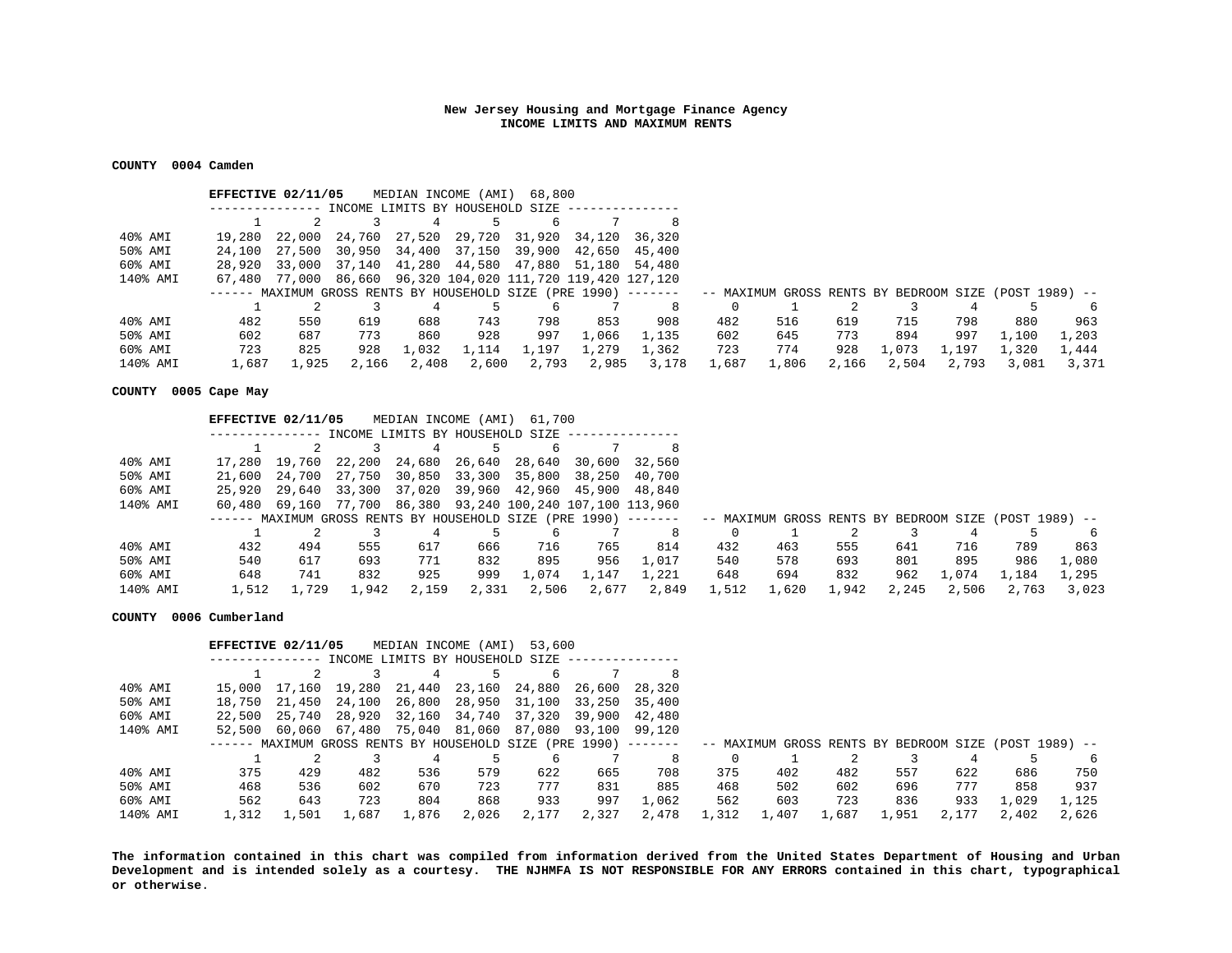**New Jersey Housing and Mortgage Finance Agency**
**INCOME LIMITS AND MAXIMUM RENTS**

**COUNTY 0004 Camden**

**EFFECTIVE 02/11/05** MEDIAN INCOME (AMI) 68,800

| INCOME LIMITS BY HOUSEHOLD SIZE | 1 | 2 | 3 | 4 | 5 | 6 | 7 | 8 |
|---|---|---|---|---|---|---|---|---|
| 40% AMI | 19,280 | 22,000 | 24,760 | 27,520 | 29,720 | 31,920 | 34,120 | 36,320 |
| 50% AMI | 24,100 | 27,500 | 30,950 | 34,400 | 37,150 | 39,900 | 42,650 | 45,400 |
| 60% AMI | 28,920 | 33,000 | 37,140 | 41,280 | 44,580 | 47,880 | 51,180 | 54,480 |
| 140% AMI | 67,480 | 77,000 | 86,660 | 96,320 | 104,020 | 111,720 | 119,420 | 127,120 |

| | MAXIMUM GROSS RENTS BY HOUSEHOLD SIZE (PRE 1990) | | | | | | | | MAXIMUM GROSS RENTS BY BEDROOM SIZE (POST 1989) | | | | | | |
|---|---|---|---|---|---|---|---|---|---|---|---|---|---|---|---|
| | 1 | 2 | 3 | 4 | 5 | 6 | 7 | 8 | 0 | 1 | 2 | 3 | 4 | 5 | 6 |
| 40% AMI | 482 | 550 | 619 | 688 | 743 | 798 | 853 | 908 | 482 | 516 | 619 | 715 | 798 | 880 | 963 |
| 50% AMI | 602 | 687 | 773 | 860 | 928 | 997 | 1,066 | 1,135 | 602 | 645 | 773 | 894 | 997 | 1,100 | 1,203 |
| 60% AMI | 723 | 825 | 928 | 1,032 | 1,114 | 1,197 | 1,279 | 1,362 | 723 | 774 | 928 | 1,073 | 1,197 | 1,320 | 1,444 |
| 140% AMI | 1,687 | 1,925 | 2,166 | 2,408 | 2,600 | 2,793 | 2,985 | 3,178 | 1,687 | 1,806 | 2,166 | 2,504 | 2,793 | 3,081 | 3,371 |

**COUNTY 0005 Cape May**

**EFFECTIVE 02/11/05** MEDIAN INCOME (AMI) 61,700

| INCOME LIMITS BY HOUSEHOLD SIZE | 1 | 2 | 3 | 4 | 5 | 6 | 7 | 8 |
|---|---|---|---|---|---|---|---|---|
| 40% AMI | 17,280 | 19,760 | 22,200 | 24,680 | 26,640 | 28,640 | 30,600 | 32,560 |
| 50% AMI | 21,600 | 24,700 | 27,750 | 30,850 | 33,300 | 35,800 | 38,250 | 40,700 |
| 60% AMI | 25,920 | 29,640 | 33,300 | 37,020 | 39,960 | 42,960 | 45,900 | 48,840 |
| 140% AMI | 60,480 | 69,160 | 77,700 | 86,380 | 93,240 | 100,240 | 107,100 | 113,960 |

| | MAXIMUM GROSS RENTS BY HOUSEHOLD SIZE (PRE 1990) | | | | | | | | MAXIMUM GROSS RENTS BY BEDROOM SIZE (POST 1989) | | | | | | |
|---|---|---|---|---|---|---|---|---|---|---|---|---|---|---|---|
| | 1 | 2 | 3 | 4 | 5 | 6 | 7 | 8 | 0 | 1 | 2 | 3 | 4 | 5 | 6 |
| 40% AMI | 432 | 494 | 555 | 617 | 666 | 716 | 765 | 814 | 432 | 463 | 555 | 641 | 716 | 789 | 863 |
| 50% AMI | 540 | 617 | 693 | 771 | 832 | 895 | 956 | 1,017 | 540 | 578 | 693 | 801 | 895 | 986 | 1,080 |
| 60% AMI | 648 | 741 | 832 | 925 | 999 | 1,074 | 1,147 | 1,221 | 648 | 694 | 832 | 962 | 1,074 | 1,184 | 1,295 |
| 140% AMI | 1,512 | 1,729 | 1,942 | 2,159 | 2,331 | 2,506 | 2,677 | 2,849 | 1,512 | 1,620 | 1,942 | 2,245 | 2,506 | 2,763 | 3,023 |

**COUNTY 0006 Cumberland**

**EFFECTIVE 02/11/05** MEDIAN INCOME (AMI) 53,600

| INCOME LIMITS BY HOUSEHOLD SIZE | 1 | 2 | 3 | 4 | 5 | 6 | 7 | 8 |
|---|---|---|---|---|---|---|---|---|
| 40% AMI | 15,000 | 17,160 | 19,280 | 21,440 | 23,160 | 24,880 | 26,600 | 28,320 |
| 50% AMI | 18,750 | 21,450 | 24,100 | 26,800 | 28,950 | 31,100 | 33,250 | 35,400 |
| 60% AMI | 22,500 | 25,740 | 28,920 | 32,160 | 34,740 | 37,320 | 39,900 | 42,480 |
| 140% AMI | 52,500 | 60,060 | 67,480 | 75,040 | 81,060 | 87,080 | 93,100 | 99,120 |

| | MAXIMUM GROSS RENTS BY HOUSEHOLD SIZE (PRE 1990) | | | | | | | | MAXIMUM GROSS RENTS BY BEDROOM SIZE (POST 1989) | | | | | | |
|---|---|---|---|---|---|---|---|---|---|---|---|---|---|---|---|
| | 1 | 2 | 3 | 4 | 5 | 6 | 7 | 8 | 0 | 1 | 2 | 3 | 4 | 5 | 6 |
| 40% AMI | 375 | 429 | 482 | 536 | 579 | 622 | 665 | 708 | 375 | 402 | 482 | 557 | 622 | 686 | 750 |
| 50% AMI | 468 | 536 | 602 | 670 | 723 | 777 | 831 | 885 | 468 | 502 | 602 | 696 | 777 | 858 | 937 |
| 60% AMI | 562 | 643 | 723 | 804 | 868 | 933 | 997 | 1,062 | 562 | 603 | 723 | 836 | 933 | 1,029 | 1,125 |
| 140% AMI | 1,312 | 1,501 | 1,687 | 1,876 | 2,026 | 2,177 | 2,327 | 2,478 | 1,312 | 1,407 | 1,687 | 1,951 | 2,177 | 2,402 | 2,626 |

**The information contained in this chart was compiled from information derived from the United States Department of Housing and Urban Development and is intended solely as a courtesy. THE NJHMFA IS NOT RESPONSIBLE FOR ANY ERRORS contained in this chart, typographical or otherwise.**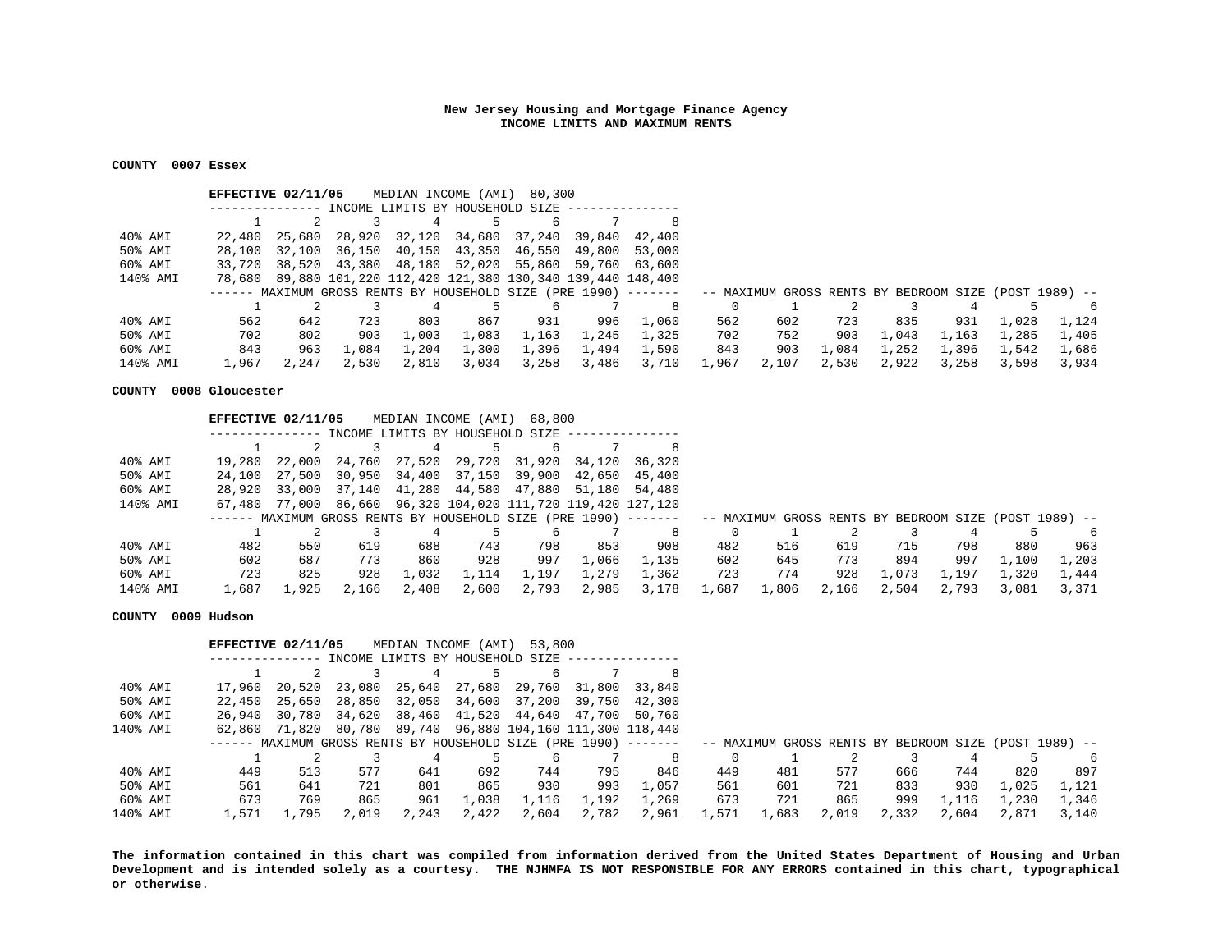**New Jersey Housing and Mortgage Finance Agency**
**INCOME LIMITS AND MAXIMUM RENTS**

**COUNTY 0007 Essex**

**EFFECTIVE 02/11/05** MEDIAN INCOME (AMI) 80,300

| INCOME LIMITS BY HOUSEHOLD SIZE | 1 | 2 | 3 | 4 | 5 | 6 | 7 | 8 |
|---|---|---|---|---|---|---|---|---|
| 40% AMI | 22,480 | 25,680 | 28,920 | 32,120 | 34,680 | 37,240 | 39,840 | 42,400 |
| 50% AMI | 28,100 | 32,100 | 36,150 | 40,150 | 43,350 | 46,550 | 49,800 | 53,000 |
| 60% AMI | 33,720 | 38,520 | 43,380 | 48,180 | 52,020 | 55,860 | 59,760 | 63,600 |
| 140% AMI | 78,680 | 89,880 | 101,220 | 112,420 | 121,380 | 130,340 | 139,440 | 148,400 |

| | MAXIMUM GROSS RENTS BY HOUSEHOLD SIZE (PRE 1990) | | | | | | | | MAXIMUM GROSS RENTS BY BEDROOM SIZE (POST 1989) | | | | | | |
|---|---|---|---|---|---|---|---|---|---|---|---|---|---|---|---|
| | 1 | 2 | 3 | 4 | 5 | 6 | 7 | 8 | 0 | 1 | 2 | 3 | 4 | 5 | 6 |
| 40% AMI | 562 | 642 | 723 | 803 | 867 | 931 | 996 | 1,060 | 562 | 602 | 723 | 835 | 931 | 1,028 | 1,124 |
| 50% AMI | 702 | 802 | 903 | 1,003 | 1,083 | 1,163 | 1,245 | 1,325 | 702 | 752 | 903 | 1,043 | 1,163 | 1,285 | 1,405 |
| 60% AMI | 843 | 963 | 1,084 | 1,204 | 1,300 | 1,396 | 1,494 | 1,590 | 843 | 903 | 1,084 | 1,252 | 1,396 | 1,542 | 1,686 |
| 140% AMI | 1,967 | 2,247 | 2,530 | 2,810 | 3,034 | 3,258 | 3,486 | 3,710 | 1,967 | 2,107 | 2,530 | 2,922 | 3,258 | 3,598 | 3,934 |

**COUNTY 0008 Gloucester**

**EFFECTIVE 02/11/05** MEDIAN INCOME (AMI) 68,800

| INCOME LIMITS BY HOUSEHOLD SIZE | 1 | 2 | 3 | 4 | 5 | 6 | 7 | 8 |
|---|---|---|---|---|---|---|---|---|
| 40% AMI | 19,280 | 22,000 | 24,760 | 27,520 | 29,720 | 31,920 | 34,120 | 36,320 |
| 50% AMI | 24,100 | 27,500 | 30,950 | 34,400 | 37,150 | 39,900 | 42,650 | 45,400 |
| 60% AMI | 28,920 | 33,000 | 37,140 | 41,280 | 44,580 | 47,880 | 51,180 | 54,480 |
| 140% AMI | 67,480 | 77,000 | 86,660 | 96,320 | 104,020 | 111,720 | 119,420 | 127,120 |

| | MAXIMUM GROSS RENTS BY HOUSEHOLD SIZE (PRE 1990) | | | | | | | | MAXIMUM GROSS RENTS BY BEDROOM SIZE (POST 1989) | | | | | | |
|---|---|---|---|---|---|---|---|---|---|---|---|---|---|---|---|
| | 1 | 2 | 3 | 4 | 5 | 6 | 7 | 8 | 0 | 1 | 2 | 3 | 4 | 5 | 6 |
| 40% AMI | 482 | 550 | 619 | 688 | 743 | 798 | 853 | 908 | 482 | 516 | 619 | 715 | 798 | 880 | 963 |
| 50% AMI | 602 | 687 | 773 | 860 | 928 | 997 | 1,066 | 1,135 | 602 | 645 | 773 | 894 | 997 | 1,100 | 1,203 |
| 60% AMI | 723 | 825 | 928 | 1,032 | 1,114 | 1,197 | 1,279 | 1,362 | 723 | 774 | 928 | 1,073 | 1,197 | 1,320 | 1,444 |
| 140% AMI | 1,687 | 1,925 | 2,166 | 2,408 | 2,600 | 2,793 | 2,985 | 3,178 | 1,687 | 1,806 | 2,166 | 2,504 | 2,793 | 3,081 | 3,371 |

**COUNTY 0009 Hudson**

**EFFECTIVE 02/11/05** MEDIAN INCOME (AMI) 53,800

| INCOME LIMITS BY HOUSEHOLD SIZE | 1 | 2 | 3 | 4 | 5 | 6 | 7 | 8 |
|---|---|---|---|---|---|---|---|---|
| 40% AMI | 17,960 | 20,520 | 23,080 | 25,640 | 27,680 | 29,760 | 31,800 | 33,840 |
| 50% AMI | 22,450 | 25,650 | 28,850 | 32,050 | 34,600 | 37,200 | 39,750 | 42,300 |
| 60% AMI | 26,940 | 30,780 | 34,620 | 38,460 | 41,520 | 44,640 | 47,700 | 50,760 |
| 140% AMI | 62,860 | 71,820 | 80,780 | 89,740 | 96,880 | 104,160 | 111,300 | 118,440 |

| | MAXIMUM GROSS RENTS BY HOUSEHOLD SIZE (PRE 1990) | | | | | | | | MAXIMUM GROSS RENTS BY BEDROOM SIZE (POST 1989) | | | | | | |
|---|---|---|---|---|---|---|---|---|---|---|---|---|---|---|---|
| | 1 | 2 | 3 | 4 | 5 | 6 | 7 | 8 | 0 | 1 | 2 | 3 | 4 | 5 | 6 |
| 40% AMI | 449 | 513 | 577 | 641 | 692 | 744 | 795 | 846 | 449 | 481 | 577 | 666 | 744 | 820 | 897 |
| 50% AMI | 561 | 641 | 721 | 801 | 865 | 930 | 993 | 1,057 | 561 | 601 | 721 | 833 | 930 | 1,025 | 1,121 |
| 60% AMI | 673 | 769 | 865 | 961 | 1,038 | 1,116 | 1,192 | 1,269 | 673 | 721 | 865 | 999 | 1,116 | 1,230 | 1,346 |
| 140% AMI | 1,571 | 1,795 | 2,019 | 2,243 | 2,422 | 2,604 | 2,782 | 2,961 | 1,571 | 1,683 | 2,019 | 2,332 | 2,604 | 2,871 | 3,140 |

**The information contained in this chart was compiled from information derived from the United States Department of Housing and Urban Development and is intended solely as a courtesy. THE NJHMFA IS NOT RESPONSIBLE FOR ANY ERRORS contained in this chart, typographical or otherwise.**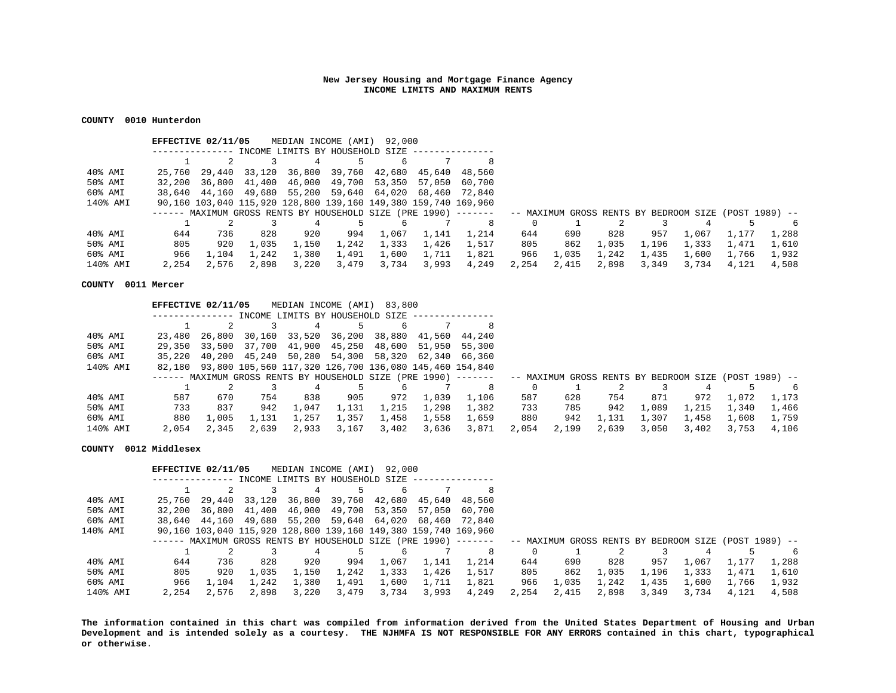**New Jersey Housing and Mortgage Finance Agency**
**INCOME LIMITS AND MAXIMUM RENTS**

**COUNTY 0010 Hunterdon**

**EFFECTIVE 02/11/05** MEDIAN INCOME (AMI) 92,000

INCOME LIMITS BY HOUSEHOLD SIZE

| | 1 | 2 | 3 | 4 | 5 | 6 | 7 | 8 |
|---|---|---|---|---|---|---|---|---|
| 40% AMI | 25,760 | 29,440 | 33,120 | 36,800 | 39,760 | 42,680 | 45,640 | 48,560 |
| 50% AMI | 32,200 | 36,800 | 41,400 | 46,000 | 49,700 | 53,350 | 57,050 | 60,700 |
| 60% AMI | 38,640 | 44,160 | 49,680 | 55,200 | 59,640 | 64,020 | 68,460 | 72,840 |
| 140% AMI | 90,160 | 103,040 | 115,920 | 128,800 | 139,160 | 149,380 | 159,740 | 169,960 |

| | MAXIMUM GROSS RENTS BY HOUSEHOLD SIZE (PRE 1990) | | | | | | | | MAXIMUM GROSS RENTS BY BEDROOM SIZE (POST 1989) | | | | | | |
|---|---|---|---|---|---|---|---|---|---|---|---|---|---|---|---|
| | 1 | 2 | 3 | 4 | 5 | 6 | 7 | 8 | 0 | 1 | 2 | 3 | 4 | 5 | 6 |
| 40% AMI | 644 | 736 | 828 | 920 | 994 | 1,067 | 1,141 | 1,214 | 644 | 690 | 828 | 957 | 1,067 | 1,177 | 1,288 |
| 50% AMI | 805 | 920 | 1,035 | 1,150 | 1,242 | 1,333 | 1,426 | 1,517 | 805 | 862 | 1,035 | 1,196 | 1,333 | 1,471 | 1,610 |
| 60% AMI | 966 | 1,104 | 1,242 | 1,380 | 1,491 | 1,600 | 1,711 | 1,821 | 966 | 1,035 | 1,242 | 1,435 | 1,600 | 1,766 | 1,932 |
| 140% AMI | 2,254 | 2,576 | 2,898 | 3,220 | 3,479 | 3,734 | 3,993 | 4,249 | 2,254 | 2,415 | 2,898 | 3,349 | 3,734 | 4,121 | 4,508 |

**COUNTY 0011 Mercer**

**EFFECTIVE 02/11/05** MEDIAN INCOME (AMI) 83,800

INCOME LIMITS BY HOUSEHOLD SIZE

| | 1 | 2 | 3 | 4 | 5 | 6 | 7 | 8 |
|---|---|---|---|---|---|---|---|---|
| 40% AMI | 23,480 | 26,800 | 30,160 | 33,520 | 36,200 | 38,880 | 41,560 | 44,240 |
| 50% AMI | 29,350 | 33,500 | 37,700 | 41,900 | 45,250 | 48,600 | 51,950 | 55,300 |
| 60% AMI | 35,220 | 40,200 | 45,240 | 50,280 | 54,300 | 58,320 | 62,340 | 66,360 |
| 140% AMI | 82,180 | 93,800 | 105,560 | 117,320 | 126,700 | 136,080 | 145,460 | 154,840 |

| | MAXIMUM GROSS RENTS BY HOUSEHOLD SIZE (PRE 1990) | | | | | | | | MAXIMUM GROSS RENTS BY BEDROOM SIZE (POST 1989) | | | | | | |
|---|---|---|---|---|---|---|---|---|---|---|---|---|---|---|---|
| | 1 | 2 | 3 | 4 | 5 | 6 | 7 | 8 | 0 | 1 | 2 | 3 | 4 | 5 | 6 |
| 40% AMI | 587 | 670 | 754 | 838 | 905 | 972 | 1,039 | 1,106 | 587 | 628 | 754 | 871 | 972 | 1,072 | 1,173 |
| 50% AMI | 733 | 837 | 942 | 1,047 | 1,131 | 1,215 | 1,298 | 1,382 | 733 | 785 | 942 | 1,089 | 1,215 | 1,340 | 1,466 |
| 60% AMI | 880 | 1,005 | 1,131 | 1,257 | 1,357 | 1,458 | 1,558 | 1,659 | 880 | 942 | 1,131 | 1,307 | 1,458 | 1,608 | 1,759 |
| 140% AMI | 2,054 | 2,345 | 2,639 | 2,933 | 3,167 | 3,402 | 3,636 | 3,871 | 2,054 | 2,199 | 2,639 | 3,050 | 3,402 | 3,753 | 4,106 |

**COUNTY 0012 Middlesex**

**EFFECTIVE 02/11/05** MEDIAN INCOME (AMI) 92,000

INCOME LIMITS BY HOUSEHOLD SIZE

| | 1 | 2 | 3 | 4 | 5 | 6 | 7 | 8 |
|---|---|---|---|---|---|---|---|---|
| 40% AMI | 25,760 | 29,440 | 33,120 | 36,800 | 39,760 | 42,680 | 45,640 | 48,560 |
| 50% AMI | 32,200 | 36,800 | 41,400 | 46,000 | 49,700 | 53,350 | 57,050 | 60,700 |
| 60% AMI | 38,640 | 44,160 | 49,680 | 55,200 | 59,640 | 64,020 | 68,460 | 72,840 |
| 140% AMI | 90,160 | 103,040 | 115,920 | 128,800 | 139,160 | 149,380 | 159,740 | 169,960 |

| | MAXIMUM GROSS RENTS BY HOUSEHOLD SIZE (PRE 1990) | | | | | | | | MAXIMUM GROSS RENTS BY BEDROOM SIZE (POST 1989) | | | | | | |
|---|---|---|---|---|---|---|---|---|---|---|---|---|---|---|---|
| | 1 | 2 | 3 | 4 | 5 | 6 | 7 | 8 | 0 | 1 | 2 | 3 | 4 | 5 | 6 |
| 40% AMI | 644 | 736 | 828 | 920 | 994 | 1,067 | 1,141 | 1,214 | 644 | 690 | 828 | 957 | 1,067 | 1,177 | 1,288 |
| 50% AMI | 805 | 920 | 1,035 | 1,150 | 1,242 | 1,333 | 1,426 | 1,517 | 805 | 862 | 1,035 | 1,196 | 1,333 | 1,471 | 1,610 |
| 60% AMI | 966 | 1,104 | 1,242 | 1,380 | 1,491 | 1,600 | 1,711 | 1,821 | 966 | 1,035 | 1,242 | 1,435 | 1,600 | 1,766 | 1,932 |
| 140% AMI | 2,254 | 2,576 | 2,898 | 3,220 | 3,479 | 3,734 | 3,993 | 4,249 | 2,254 | 2,415 | 2,898 | 3,349 | 3,734 | 4,121 | 4,508 |

**The information contained in this chart was compiled from information derived from the United States Department of Housing and Urban Development and is intended solely as a courtesy. THE NJHMFA IS NOT RESPONSIBLE FOR ANY ERRORS contained in this chart, typographical or otherwise.**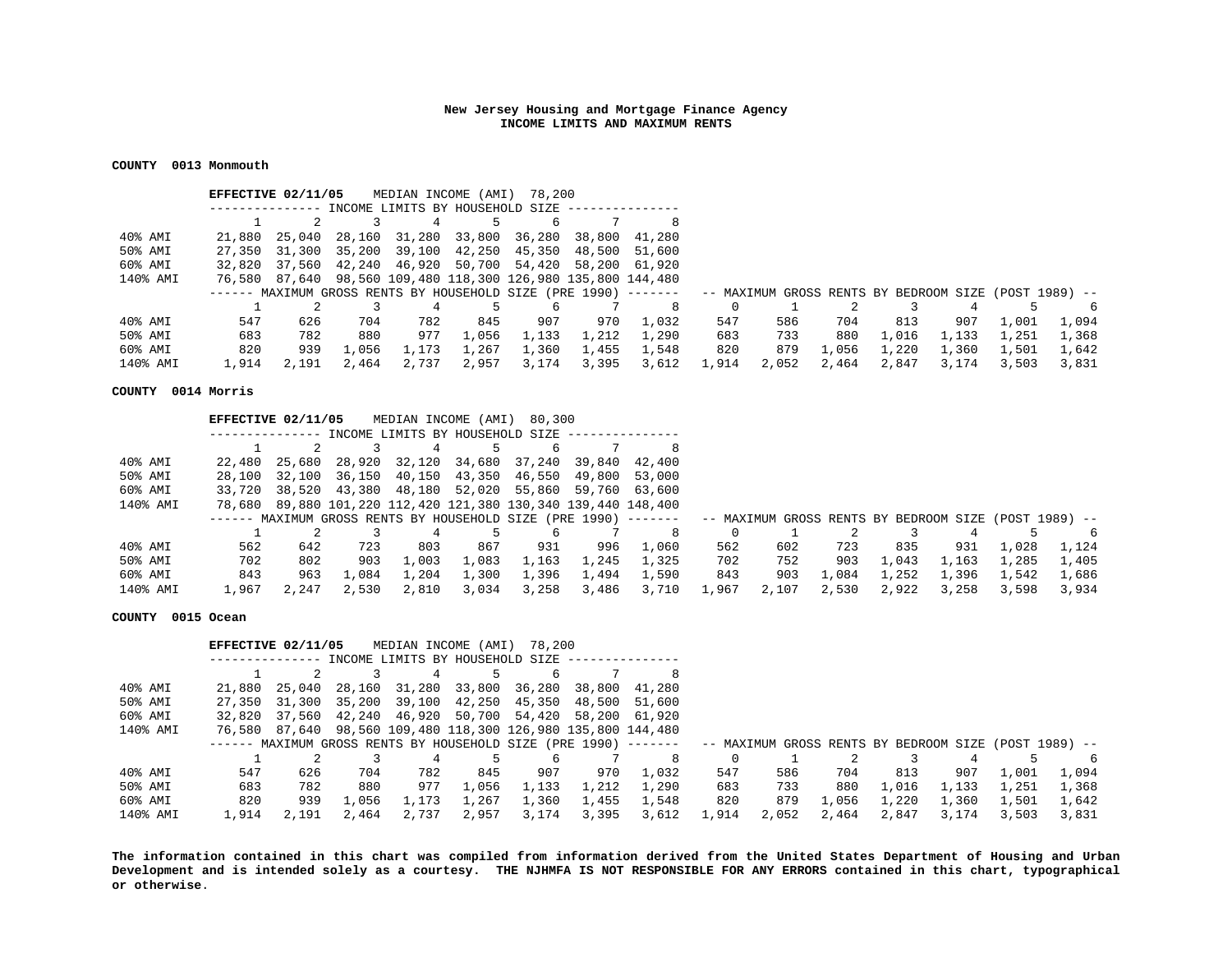**New Jersey Housing and Mortgage Finance Agency**
**INCOME LIMITS AND MAXIMUM RENTS**

**COUNTY 0013 Monmouth**

**EFFECTIVE 02/11/05** MEDIAN INCOME (AMI) 78,200

| | INCOME LIMITS BY HOUSEHOLD SIZE | | | | | | | |
|---|---|---|---|---|---|---|---|---|
| | 1 | 2 | 3 | 4 | 5 | 6 | 7 | 8 |
| 40% AMI | 21,880 | 25,040 | 28,160 | 31,280 | 33,800 | 36,280 | 38,800 | 41,280 |
| 50% AMI | 27,350 | 31,300 | 35,200 | 39,100 | 42,250 | 45,350 | 48,500 | 51,600 |
| 60% AMI | 32,820 | 37,560 | 42,240 | 46,920 | 50,700 | 54,420 | 58,200 | 61,920 |
| 140% AMI | 76,580 | 87,640 | 98,560 | 109,480 | 118,300 | 126,980 | 135,800 | 144,480 |

| | MAXIMUM GROSS RENTS BY HOUSEHOLD SIZE (PRE 1990) | | | | | | | | MAXIMUM GROSS RENTS BY BEDROOM SIZE (POST 1989) | | | | | | |
|---|---|---|---|---|---|---|---|---|---|---|---|---|---|---|---|
| | 1 | 2 | 3 | 4 | 5 | 6 | 7 | 8 | 0 | 1 | 2 | 3 | 4 | 5 | 6 |
| 40% AMI | 547 | 626 | 704 | 782 | 845 | 907 | 970 | 1,032 | 547 | 586 | 704 | 813 | 907 | 1,001 | 1,094 |
| 50% AMI | 683 | 782 | 880 | 977 | 1,056 | 1,133 | 1,212 | 1,290 | 683 | 733 | 880 | 1,016 | 1,133 | 1,251 | 1,368 |
| 60% AMI | 820 | 939 | 1,056 | 1,173 | 1,267 | 1,360 | 1,455 | 1,548 | 820 | 879 | 1,056 | 1,220 | 1,360 | 1,501 | 1,642 |
| 140% AMI | 1,914 | 2,191 | 2,464 | 2,737 | 2,957 | 3,174 | 3,395 | 3,612 | 1,914 | 2,052 | 2,464 | 2,847 | 3,174 | 3,503 | 3,831 |

**COUNTY 0014 Morris**

**EFFECTIVE 02/11/05** MEDIAN INCOME (AMI) 80,300

| | INCOME LIMITS BY HOUSEHOLD SIZE | | | | | | | |
|---|---|---|---|---|---|---|---|---|
| | 1 | 2 | 3 | 4 | 5 | 6 | 7 | 8 |
| 40% AMI | 22,480 | 25,680 | 28,920 | 32,120 | 34,680 | 37,240 | 39,840 | 42,400 |
| 50% AMI | 28,100 | 32,100 | 36,150 | 40,150 | 43,350 | 46,550 | 49,800 | 53,000 |
| 60% AMI | 33,720 | 38,520 | 43,380 | 48,180 | 52,020 | 55,860 | 59,760 | 63,600 |
| 140% AMI | 78,680 | 89,880 | 101,220 | 112,420 | 121,380 | 130,340 | 139,440 | 148,400 |

| | MAXIMUM GROSS RENTS BY HOUSEHOLD SIZE (PRE 1990) | | | | | | | | MAXIMUM GROSS RENTS BY BEDROOM SIZE (POST 1989) | | | | | | |
|---|---|---|---|---|---|---|---|---|---|---|---|---|---|---|---|
| | 1 | 2 | 3 | 4 | 5 | 6 | 7 | 8 | 0 | 1 | 2 | 3 | 4 | 5 | 6 |
| 40% AMI | 562 | 642 | 723 | 803 | 867 | 931 | 996 | 1,060 | 562 | 602 | 723 | 835 | 931 | 1,028 | 1,124 |
| 50% AMI | 702 | 802 | 903 | 1,003 | 1,083 | 1,163 | 1,245 | 1,325 | 702 | 752 | 903 | 1,043 | 1,163 | 1,285 | 1,405 |
| 60% AMI | 843 | 963 | 1,084 | 1,204 | 1,300 | 1,396 | 1,494 | 1,590 | 843 | 903 | 1,084 | 1,252 | 1,396 | 1,542 | 1,686 |
| 140% AMI | 1,967 | 2,247 | 2,530 | 2,810 | 3,034 | 3,258 | 3,486 | 3,710 | 1,967 | 2,107 | 2,530 | 2,922 | 3,258 | 3,598 | 3,934 |

**COUNTY 0015 Ocean**

**EFFECTIVE 02/11/05** MEDIAN INCOME (AMI) 78,200

| | INCOME LIMITS BY HOUSEHOLD SIZE | | | | | | | |
|---|---|---|---|---|---|---|---|---|
| | 1 | 2 | 3 | 4 | 5 | 6 | 7 | 8 |
| 40% AMI | 21,880 | 25,040 | 28,160 | 31,280 | 33,800 | 36,280 | 38,800 | 41,280 |
| 50% AMI | 27,350 | 31,300 | 35,200 | 39,100 | 42,250 | 45,350 | 48,500 | 51,600 |
| 60% AMI | 32,820 | 37,560 | 42,240 | 46,920 | 50,700 | 54,420 | 58,200 | 61,920 |
| 140% AMI | 76,580 | 87,640 | 98,560 | 109,480 | 118,300 | 126,980 | 135,800 | 144,480 |

| | MAXIMUM GROSS RENTS BY HOUSEHOLD SIZE (PRE 1990) | | | | | | | | MAXIMUM GROSS RENTS BY BEDROOM SIZE (POST 1989) | | | | | | |
|---|---|---|---|---|---|---|---|---|---|---|---|---|---|---|---|
| | 1 | 2 | 3 | 4 | 5 | 6 | 7 | 8 | 0 | 1 | 2 | 3 | 4 | 5 | 6 |
| 40% AMI | 547 | 626 | 704 | 782 | 845 | 907 | 970 | 1,032 | 547 | 586 | 704 | 813 | 907 | 1,001 | 1,094 |
| 50% AMI | 683 | 782 | 880 | 977 | 1,056 | 1,133 | 1,212 | 1,290 | 683 | 733 | 880 | 1,016 | 1,133 | 1,251 | 1,368 |
| 60% AMI | 820 | 939 | 1,056 | 1,173 | 1,267 | 1,360 | 1,455 | 1,548 | 820 | 879 | 1,056 | 1,220 | 1,360 | 1,501 | 1,642 |
| 140% AMI | 1,914 | 2,191 | 2,464 | 2,737 | 2,957 | 3,174 | 3,395 | 3,612 | 1,914 | 2,052 | 2,464 | 2,847 | 3,174 | 3,503 | 3,831 |

**The information contained in this chart was compiled from information derived from the United States Department of Housing and Urban Development and is intended solely as a courtesy. THE NJHMFA IS NOT RESPONSIBLE FOR ANY ERRORS contained in this chart, typographical or otherwise.**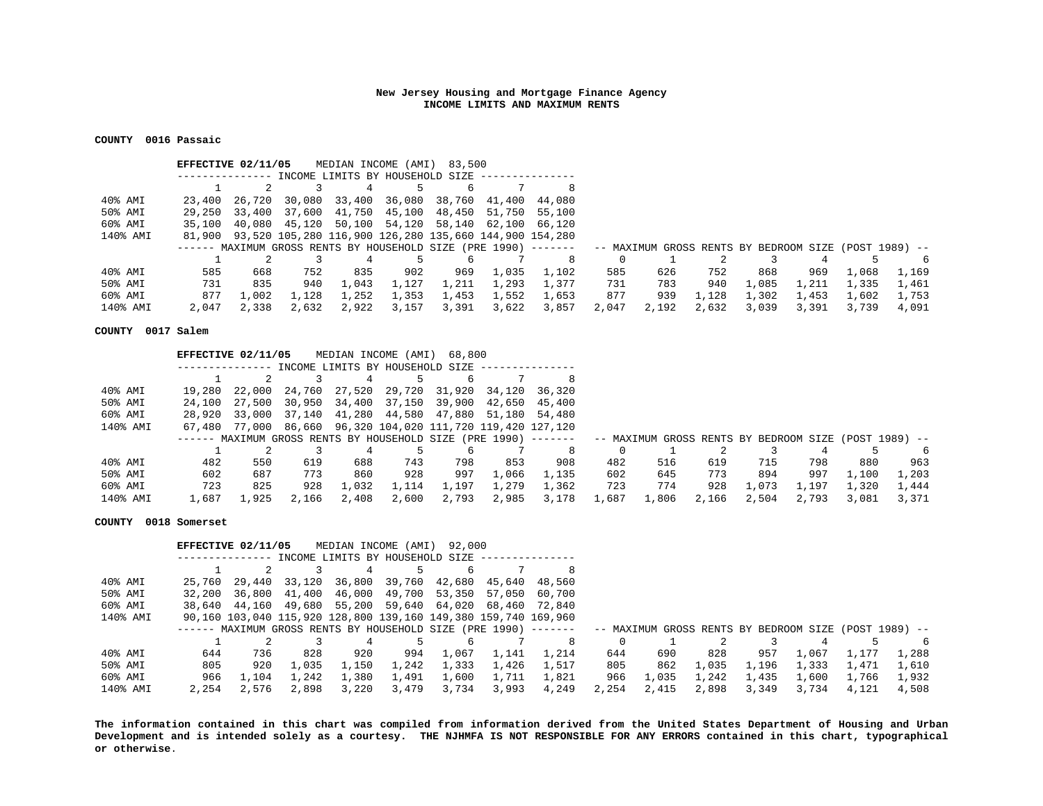**New Jersey Housing and Mortgage Finance Agency**
**INCOME LIMITS AND MAXIMUM RENTS**

**COUNTY 0016 Passaic**

**EFFECTIVE 02/11/05** MEDIAN INCOME (AMI) 83,500

| INCOME LIMITS BY HOUSEHOLD SIZE | 1 | 2 | 3 | 4 | 5 | 6 | 7 | 8 |
|---|---|---|---|---|---|---|---|---|
| 40% AMI | 23,400 | 26,720 | 30,080 | 33,400 | 36,080 | 38,760 | 41,400 | 44,080 |
| 50% AMI | 29,250 | 33,400 | 37,600 | 41,750 | 45,100 | 48,450 | 51,750 | 55,100 |
| 60% AMI | 35,100 | 40,080 | 45,120 | 50,100 | 54,120 | 58,140 | 62,100 | 66,120 |
| 140% AMI | 81,900 | 93,520 | 105,280 | 116,900 | 126,280 | 135,660 | 144,900 | 154,280 |

| | MAXIMUM GROSS RENTS BY HOUSEHOLD SIZE (PRE 1990) | | | | | | | | MAXIMUM GROSS RENTS BY BEDROOM SIZE (POST 1989) | | | | | | |
|---|---|---|---|---|---|---|---|---|---|---|---|---|---|---|---|
| | 1 | 2 | 3 | 4 | 5 | 6 | 7 | 8 | 0 | 1 | 2 | 3 | 4 | 5 | 6 |
| 40% AMI | 585 | 668 | 752 | 835 | 902 | 969 | 1,035 | 1,102 | 585 | 626 | 752 | 868 | 969 | 1,068 | 1,169 |
| 50% AMI | 731 | 835 | 940 | 1,043 | 1,127 | 1,211 | 1,293 | 1,377 | 731 | 783 | 940 | 1,085 | 1,211 | 1,335 | 1,461 |
| 60% AMI | 877 | 1,002 | 1,128 | 1,252 | 1,353 | 1,453 | 1,552 | 1,653 | 877 | 939 | 1,128 | 1,302 | 1,453 | 1,602 | 1,753 |
| 140% AMI | 2,047 | 2,338 | 2,632 | 2,922 | 3,157 | 3,391 | 3,622 | 3,857 | 2,047 | 2,192 | 2,632 | 3,039 | 3,391 | 3,739 | 4,091 |

**COUNTY 0017 Salem**

**EFFECTIVE 02/11/05** MEDIAN INCOME (AMI) 68,800

| INCOME LIMITS BY HOUSEHOLD SIZE | 1 | 2 | 3 | 4 | 5 | 6 | 7 | 8 |
|---|---|---|---|---|---|---|---|---|
| 40% AMI | 19,280 | 22,000 | 24,760 | 27,520 | 29,720 | 31,920 | 34,120 | 36,320 |
| 50% AMI | 24,100 | 27,500 | 30,950 | 34,400 | 37,150 | 39,900 | 42,650 | 45,400 |
| 60% AMI | 28,920 | 33,000 | 37,140 | 41,280 | 44,580 | 47,880 | 51,180 | 54,480 |
| 140% AMI | 67,480 | 77,000 | 86,660 | 96,320 | 104,020 | 111,720 | 119,420 | 127,120 |

| | MAXIMUM GROSS RENTS BY HOUSEHOLD SIZE (PRE 1990) | | | | | | | | MAXIMUM GROSS RENTS BY BEDROOM SIZE (POST 1989) | | | | | | |
|---|---|---|---|---|---|---|---|---|---|---|---|---|---|---|---|
| | 1 | 2 | 3 | 4 | 5 | 6 | 7 | 8 | 0 | 1 | 2 | 3 | 4 | 5 | 6 |
| 40% AMI | 482 | 550 | 619 | 688 | 743 | 798 | 853 | 908 | 482 | 516 | 619 | 715 | 798 | 880 | 963 |
| 50% AMI | 602 | 687 | 773 | 860 | 928 | 997 | 1,066 | 1,135 | 602 | 645 | 773 | 894 | 997 | 1,100 | 1,203 |
| 60% AMI | 723 | 825 | 928 | 1,032 | 1,114 | 1,197 | 1,279 | 1,362 | 723 | 774 | 928 | 1,073 | 1,197 | 1,320 | 1,444 |
| 140% AMI | 1,687 | 1,925 | 2,166 | 2,408 | 2,600 | 2,793 | 2,985 | 3,178 | 1,687 | 1,806 | 2,166 | 2,504 | 2,793 | 3,081 | 3,371 |

**COUNTY 0018 Somerset**

**EFFECTIVE 02/11/05** MEDIAN INCOME (AMI) 92,000

| INCOME LIMITS BY HOUSEHOLD SIZE | 1 | 2 | 3 | 4 | 5 | 6 | 7 | 8 |
|---|---|---|---|---|---|---|---|---|
| 40% AMI | 25,760 | 29,440 | 33,120 | 36,800 | 39,760 | 42,680 | 45,640 | 48,560 |
| 50% AMI | 32,200 | 36,800 | 41,400 | 46,000 | 49,700 | 53,350 | 57,050 | 60,700 |
| 60% AMI | 38,640 | 44,160 | 49,680 | 55,200 | 59,640 | 64,020 | 68,460 | 72,840 |
| 140% AMI | 90,160 | 103,040 | 115,920 | 128,800 | 139,160 | 149,380 | 159,740 | 169,960 |

| | MAXIMUM GROSS RENTS BY HOUSEHOLD SIZE (PRE 1990) | | | | | | | | MAXIMUM GROSS RENTS BY BEDROOM SIZE (POST 1989) | | | | | | |
|---|---|---|---|---|---|---|---|---|---|---|---|---|---|---|---|
| | 1 | 2 | 3 | 4 | 5 | 6 | 7 | 8 | 0 | 1 | 2 | 3 | 4 | 5 | 6 |
| 40% AMI | 644 | 736 | 828 | 920 | 994 | 1,067 | 1,141 | 1,214 | 644 | 690 | 828 | 957 | 1,067 | 1,177 | 1,288 |
| 50% AMI | 805 | 920 | 1,035 | 1,150 | 1,242 | 1,333 | 1,426 | 1,517 | 805 | 862 | 1,035 | 1,196 | 1,333 | 1,471 | 1,610 |
| 60% AMI | 966 | 1,104 | 1,242 | 1,380 | 1,491 | 1,600 | 1,711 | 1,821 | 966 | 1,035 | 1,242 | 1,435 | 1,600 | 1,766 | 1,932 |
| 140% AMI | 2,254 | 2,576 | 2,898 | 3,220 | 3,479 | 3,734 | 3,993 | 4,249 | 2,254 | 2,415 | 2,898 | 3,349 | 3,734 | 4,121 | 4,508 |

**The information contained in this chart was compiled from information derived from the United States Department of Housing and Urban Development and is intended solely as a courtesy. THE NJHMFA IS NOT RESPONSIBLE FOR ANY ERRORS contained in this chart, typographical or otherwise.**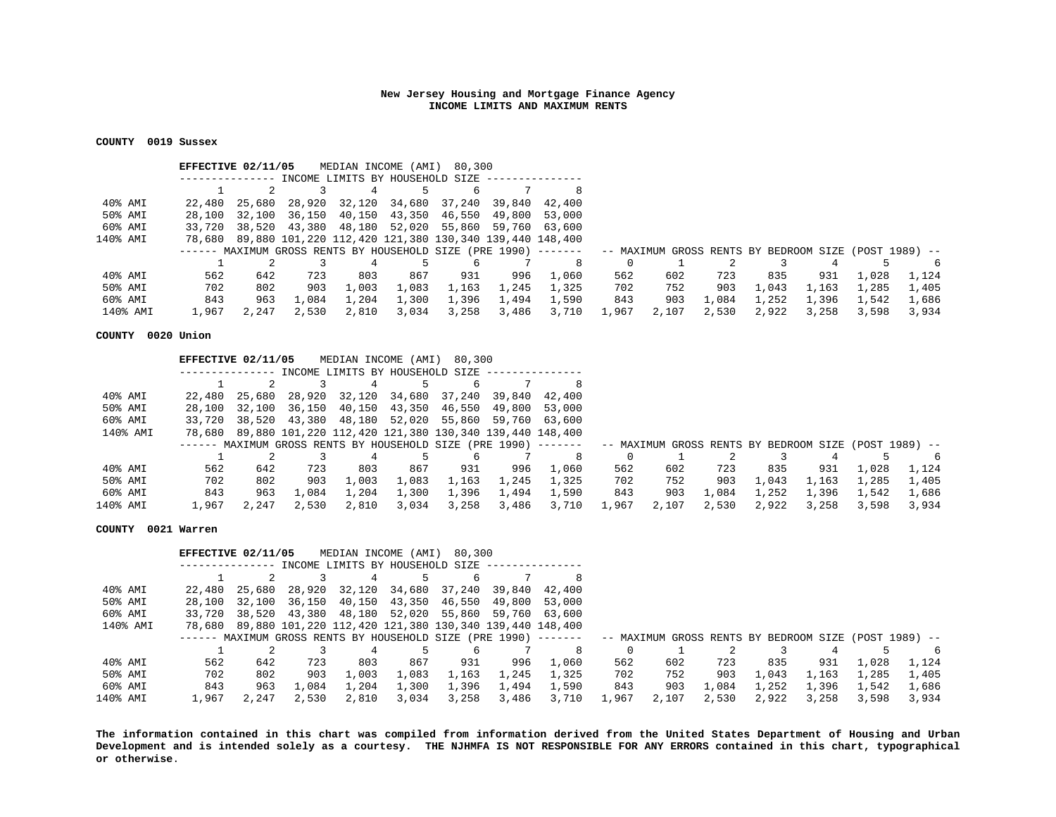**New Jersey Housing and Mortgage Finance Agency**
**INCOME LIMITS AND MAXIMUM RENTS**

**COUNTY 0019 Sussex**

**EFFECTIVE 02/11/05** MEDIAN INCOME (AMI) 80,300

| INCOME LIMITS BY HOUSEHOLD SIZE | 1 | 2 | 3 | 4 | 5 | 6 | 7 | 8 |
|---|---|---|---|---|---|---|---|---|
| 40% AMI | 22,480 | 25,680 | 28,920 | 32,120 | 34,680 | 37,240 | 39,840 | 42,400 |
| 50% AMI | 28,100 | 32,100 | 36,150 | 40,150 | 43,350 | 46,550 | 49,800 | 53,000 |
| 60% AMI | 33,720 | 38,520 | 43,380 | 48,180 | 52,020 | 55,860 | 59,760 | 63,600 |
| 140% AMI | 78,680 | 89,880 | 101,220 | 112,420 | 121,380 | 130,340 | 139,440 | 148,400 |

| | MAXIMUM GROSS RENTS BY HOUSEHOLD SIZE (PRE 1990) | | | | | | | | MAXIMUM GROSS RENTS BY BEDROOM SIZE (POST 1989) | | | | | | |
|---|---|---|---|---|---|---|---|---|---|---|---|---|---|---|---|
| | 1 | 2 | 3 | 4 | 5 | 6 | 7 | 8 | 0 | 1 | 2 | 3 | 4 | 5 | 6 |
| 40% AMI | 562 | 642 | 723 | 803 | 867 | 931 | 996 | 1,060 | 562 | 602 | 723 | 835 | 931 | 1,028 | 1,124 |
| 50% AMI | 702 | 802 | 903 | 1,003 | 1,083 | 1,163 | 1,245 | 1,325 | 702 | 752 | 903 | 1,043 | 1,163 | 1,285 | 1,405 |
| 60% AMI | 843 | 963 | 1,084 | 1,204 | 1,300 | 1,396 | 1,494 | 1,590 | 843 | 903 | 1,084 | 1,252 | 1,396 | 1,542 | 1,686 |
| 140% AMI | 1,967 | 2,247 | 2,530 | 2,810 | 3,034 | 3,258 | 3,486 | 3,710 | 1,967 | 2,107 | 2,530 | 2,922 | 3,258 | 3,598 | 3,934 |

**COUNTY 0020 Union**

**EFFECTIVE 02/11/05** MEDIAN INCOME (AMI) 80,300

| INCOME LIMITS BY HOUSEHOLD SIZE | 1 | 2 | 3 | 4 | 5 | 6 | 7 | 8 |
|---|---|---|---|---|---|---|---|---|
| 40% AMI | 22,480 | 25,680 | 28,920 | 32,120 | 34,680 | 37,240 | 39,840 | 42,400 |
| 50% AMI | 28,100 | 32,100 | 36,150 | 40,150 | 43,350 | 46,550 | 49,800 | 53,000 |
| 60% AMI | 33,720 | 38,520 | 43,380 | 48,180 | 52,020 | 55,860 | 59,760 | 63,600 |
| 140% AMI | 78,680 | 89,880 | 101,220 | 112,420 | 121,380 | 130,340 | 139,440 | 148,400 |

| | MAXIMUM GROSS RENTS BY HOUSEHOLD SIZE (PRE 1990) | | | | | | | | MAXIMUM GROSS RENTS BY BEDROOM SIZE (POST 1989) | | | | | | |
|---|---|---|---|---|---|---|---|---|---|---|---|---|---|---|---|
| | 1 | 2 | 3 | 4 | 5 | 6 | 7 | 8 | 0 | 1 | 2 | 3 | 4 | 5 | 6 |
| 40% AMI | 562 | 642 | 723 | 803 | 867 | 931 | 996 | 1,060 | 562 | 602 | 723 | 835 | 931 | 1,028 | 1,124 |
| 50% AMI | 702 | 802 | 903 | 1,003 | 1,083 | 1,163 | 1,245 | 1,325 | 702 | 752 | 903 | 1,043 | 1,163 | 1,285 | 1,405 |
| 60% AMI | 843 | 963 | 1,084 | 1,204 | 1,300 | 1,396 | 1,494 | 1,590 | 843 | 903 | 1,084 | 1,252 | 1,396 | 1,542 | 1,686 |
| 140% AMI | 1,967 | 2,247 | 2,530 | 2,810 | 3,034 | 3,258 | 3,486 | 3,710 | 1,967 | 2,107 | 2,530 | 2,922 | 3,258 | 3,598 | 3,934 |

**COUNTY 0021 Warren**

**EFFECTIVE 02/11/05** MEDIAN INCOME (AMI) 80,300

| INCOME LIMITS BY HOUSEHOLD SIZE | 1 | 2 | 3 | 4 | 5 | 6 | 7 | 8 |
|---|---|---|---|---|---|---|---|---|
| 40% AMI | 22,480 | 25,680 | 28,920 | 32,120 | 34,680 | 37,240 | 39,840 | 42,400 |
| 50% AMI | 28,100 | 32,100 | 36,150 | 40,150 | 43,350 | 46,550 | 49,800 | 53,000 |
| 60% AMI | 33,720 | 38,520 | 43,380 | 48,180 | 52,020 | 55,860 | 59,760 | 63,600 |
| 140% AMI | 78,680 | 89,880 | 101,220 | 112,420 | 121,380 | 130,340 | 139,440 | 148,400 |

| | MAXIMUM GROSS RENTS BY HOUSEHOLD SIZE (PRE 1990) | | | | | | | | MAXIMUM GROSS RENTS BY BEDROOM SIZE (POST 1989) | | | | | | |
|---|---|---|---|---|---|---|---|---|---|---|---|---|---|---|---|
| | 1 | 2 | 3 | 4 | 5 | 6 | 7 | 8 | 0 | 1 | 2 | 3 | 4 | 5 | 6 |
| 40% AMI | 562 | 642 | 723 | 803 | 867 | 931 | 996 | 1,060 | 562 | 602 | 723 | 835 | 931 | 1,028 | 1,124 |
| 50% AMI | 702 | 802 | 903 | 1,003 | 1,083 | 1,163 | 1,245 | 1,325 | 702 | 752 | 903 | 1,043 | 1,163 | 1,285 | 1,405 |
| 60% AMI | 843 | 963 | 1,084 | 1,204 | 1,300 | 1,396 | 1,494 | 1,590 | 843 | 903 | 1,084 | 1,252 | 1,396 | 1,542 | 1,686 |
| 140% AMI | 1,967 | 2,247 | 2,530 | 2,810 | 3,034 | 3,258 | 3,486 | 3,710 | 1,967 | 2,107 | 2,530 | 2,922 | 3,258 | 3,598 | 3,934 |

**The information contained in this chart was compiled from information derived from the United States Department of Housing and Urban Development and is intended solely as a courtesy. THE NJHMFA IS NOT RESPONSIBLE FOR ANY ERRORS contained in this chart, typographical or otherwise.**